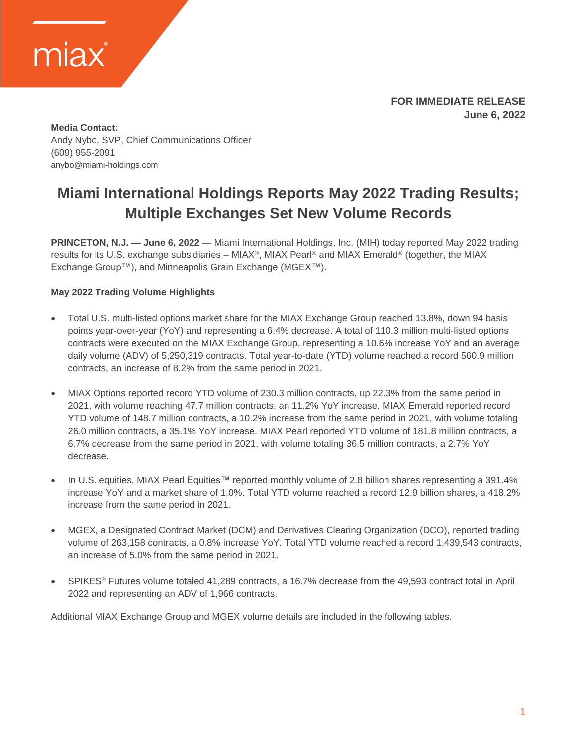miax®

**FOR IMMEDIATE RELEASE**
**June 6, 2022**

**Media Contact:**
Andy Nybo, SVP, Chief Communications Officer
(609) 955-2091
anybo@miami-holdings.com

# Miami International Holdings Reports May 2022 Trading Results; Multiple Exchanges Set New Volume Records

**PRINCETON, N.J. — June 6, 2022** — Miami International Holdings, Inc. (MIH) today reported May 2022 trading results for its U.S. exchange subsidiaries – MIAX®, MIAX Pearl® and MIAX Emerald® (together, the MIAX Exchange Group™), and Minneapolis Grain Exchange (MGEX™).

**May 2022 Trading Volume Highlights**

- Total U.S. multi-listed options market share for the MIAX Exchange Group reached 13.8%, down 94 basis points year-over-year (YoY) and representing a 6.4% decrease. A total of 110.3 million multi-listed options contracts were executed on the MIAX Exchange Group, representing a 10.6% increase YoY and an average daily volume (ADV) of 5,250,319 contracts. Total year-to-date (YTD) volume reached a record 560.9 million contracts, an increase of 8.2% from the same period in 2021.

- MIAX Options reported record YTD volume of 230.3 million contracts, up 22.3% from the same period in 2021, with volume reaching 47.7 million contracts, an 11.2% YoY increase. MIAX Emerald reported record YTD volume of 148.7 million contracts, a 10.2% increase from the same period in 2021, with volume totaling 26.0 million contracts, a 35.1% YoY increase. MIAX Pearl reported YTD volume of 181.8 million contracts, a 6.7% decrease from the same period in 2021, with volume totaling 36.5 million contracts, a 2.7% YoY decrease.

- In U.S. equities, MIAX Pearl Equities™ reported monthly volume of 2.8 billion shares representing a 391.4% increase YoY and a market share of 1.0%. Total YTD volume reached a record 12.9 billion shares, a 418.2% increase from the same period in 2021.

- MGEX, a Designated Contract Market (DCM) and Derivatives Clearing Organization (DCO), reported trading volume of 263,158 contracts, a 0.8% increase YoY. Total YTD volume reached a record 1,439,543 contracts, an increase of 5.0% from the same period in 2021.

- SPIKES® Futures volume totaled 41,289 contracts, a 16.7% decrease from the 49,593 contract total in April 2022 and representing an ADV of 1,966 contracts.

Additional MIAX Exchange Group and MGEX volume details are included in the following tables.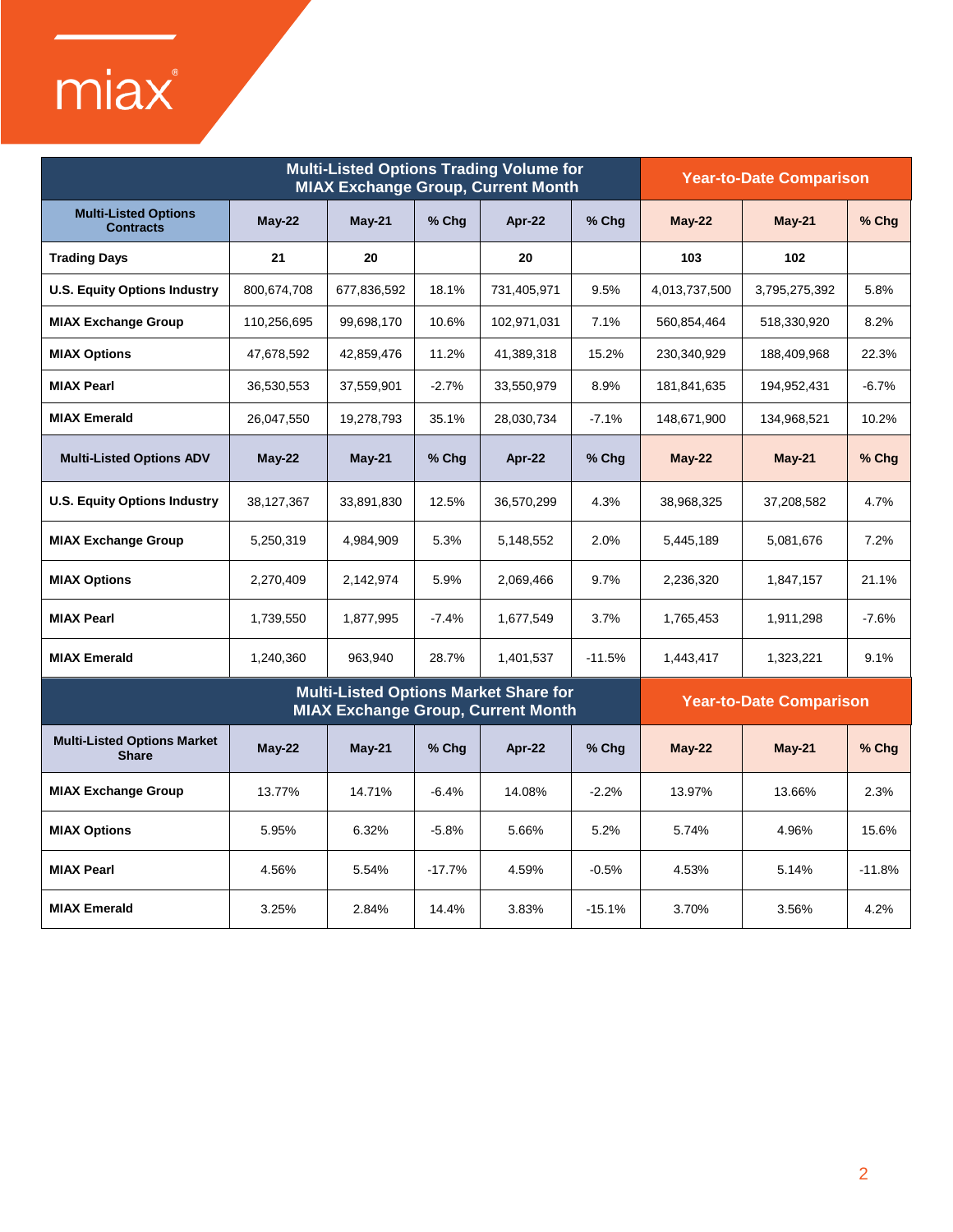| Multi-Listed Options Trading Volume for MIAX Exchange Group, Current Month | | | | | | Year-to-Date Comparison | | |
|---|---|---|---|---|---|---|---|---|
| **Multi-Listed Options Contracts** | **May-22** | **May-21** | **% Chg** | **Apr-22** | **% Chg** | **May-22** | **May-21** | **% Chg** |
| **Trading Days** | **21** | **20** | | **20** | | **103** | **102** | |
| **U.S. Equity Options Industry** | 800,674,708 | 677,836,592 | 18.1% | 731,405,971 | 9.5% | 4,013,737,500 | 3,795,275,392 | 5.8% |
| **MIAX Exchange Group** | 110,256,695 | 99,698,170 | 10.6% | 102,971,031 | 7.1% | 560,854,464 | 518,330,920 | 8.2% |
| **MIAX Options** | 47,678,592 | 42,859,476 | 11.2% | 41,389,318 | 15.2% | 230,340,929 | 188,409,968 | 22.3% |
| **MIAX Pearl** | 36,530,553 | 37,559,901 | -2.7% | 33,550,979 | 8.9% | 181,841,635 | 194,952,431 | -6.7% |
| **MIAX Emerald** | 26,047,550 | 19,278,793 | 35.1% | 28,030,734 | -7.1% | 148,671,900 | 134,968,521 | 10.2% |
| **Multi-Listed Options ADV** | **May-22** | **May-21** | **% Chg** | **Apr-22** | **% Chg** | **May-22** | **May-21** | **% Chg** |
| **U.S. Equity Options Industry** | 38,127,367 | 33,891,830 | 12.5% | 36,570,299 | 4.3% | 38,968,325 | 37,208,582 | 4.7% |
| **MIAX Exchange Group** | 5,250,319 | 4,984,909 | 5.3% | 5,148,552 | 2.0% | 5,445,189 | 5,081,676 | 7.2% |
| **MIAX Options** | 2,270,409 | 2,142,974 | 5.9% | 2,069,466 | 9.7% | 2,236,320 | 1,847,157 | 21.1% |
| **MIAX Pearl** | 1,739,550 | 1,877,995 | -7.4% | 1,677,549 | 3.7% | 1,765,453 | 1,911,298 | -7.6% |
| **MIAX Emerald** | 1,240,360 | 963,940 | 28.7% | 1,401,537 | -11.5% | 1,443,417 | 1,323,221 | 9.1% |

| Multi-Listed Options Market Share for MIAX Exchange Group, Current Month | | | | | | Year-to-Date Comparison | | |
|---|---|---|---|---|---|---|---|---|
| **Multi-Listed Options Market Share** | **May-22** | **May-21** | **% Chg** | **Apr-22** | **% Chg** | **May-22** | **May-21** | **% Chg** |
| **MIAX Exchange Group** | 13.77% | 14.71% | -6.4% | 14.08% | -2.2% | 13.97% | 13.66% | 2.3% |
| **MIAX Options** | 5.95% | 6.32% | -5.8% | 5.66% | 5.2% | 5.74% | 4.96% | 15.6% |
| **MIAX Pearl** | 4.56% | 5.54% | -17.7% | 4.59% | -0.5% | 4.53% | 5.14% | -11.8% |
| **MIAX Emerald** | 3.25% | 2.84% | 14.4% | 3.83% | -15.1% | 3.70% | 3.56% | 4.2% |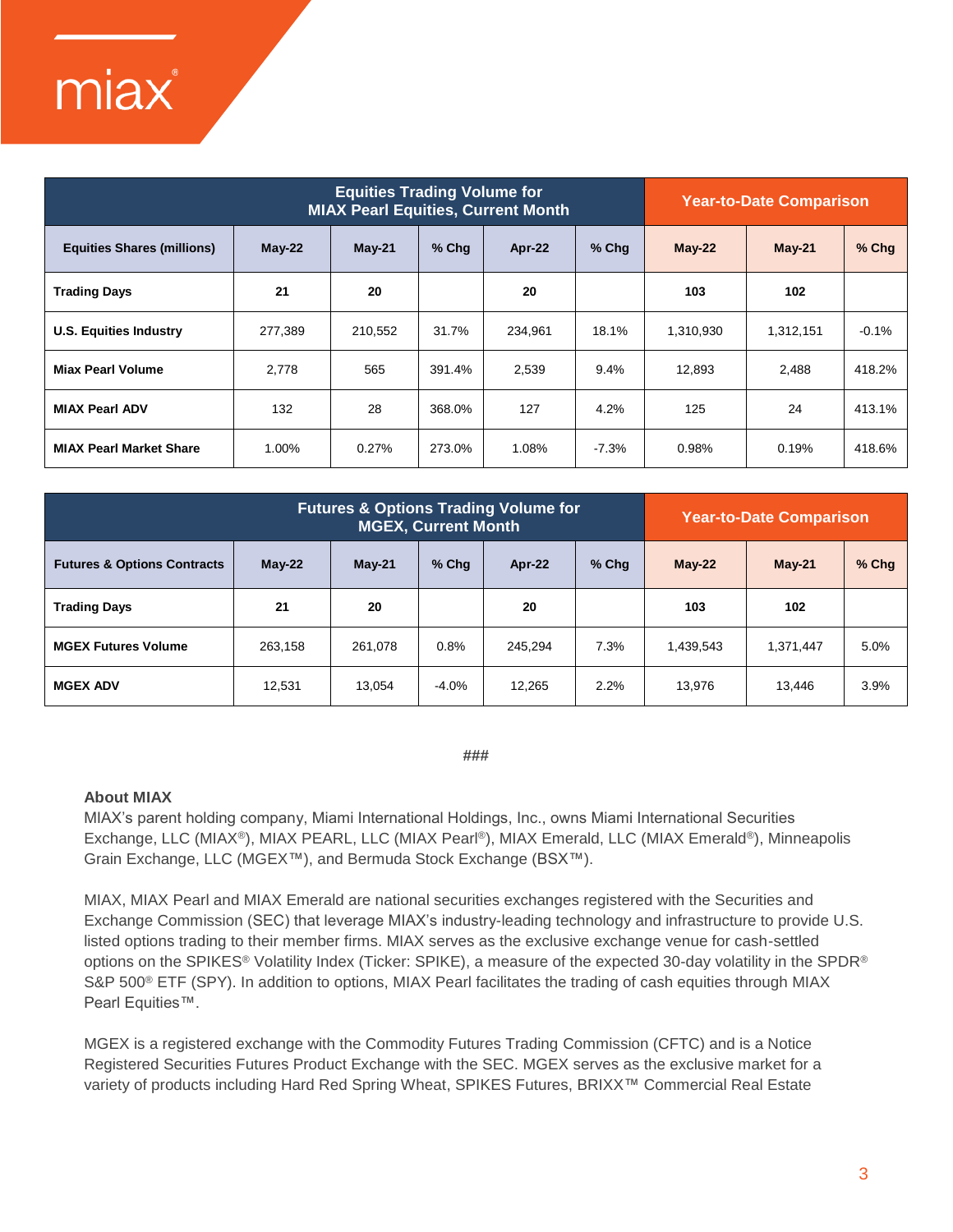| Equities Trading Volume for MIAX Pearl Equities, Current Month | | | | | | Year-to-Date Comparison | | |
|---|---|---|---|---|---|---|---|---|
| **Equities Shares (millions)** | **May-22** | **May-21** | **% Chg** | **Apr-22** | **% Chg** | **May-22** | **May-21** | **% Chg** |
| **Trading Days** | **21** | **20** | | **20** | | **103** | **102** | |
| **U.S. Equities Industry** | 277,389 | 210,552 | 31.7% | 234,961 | 18.1% | 1,310,930 | 1,312,151 | -0.1% |
| **Miax Pearl Volume** | 2,778 | 565 | 391.4% | 2,539 | 9.4% | 12,893 | 2,488 | 418.2% |
| **MIAX Pearl ADV** | 132 | 28 | 368.0% | 127 | 4.2% | 125 | 24 | 413.1% |
| **MIAX Pearl Market Share** | 1.00% | 0.27% | 273.0% | 1.08% | -7.3% | 0.98% | 0.19% | 418.6% |

| Futures & Options Trading Volume for MGEX, Current Month | | | | | | Year-to-Date Comparison | | |
|---|---|---|---|---|---|---|---|---|
| **Futures & Options Contracts** | **May-22** | **May-21** | **% Chg** | **Apr-22** | **% Chg** | **May-22** | **May-21** | **% Chg** |
| **Trading Days** | **21** | **20** | | **20** | | **103** | **102** | |
| **MGEX Futures Volume** | 263,158 | 261,078 | 0.8% | 245,294 | 7.3% | 1,439,543 | 1,371,447 | 5.0% |
| **MGEX ADV** | 12,531 | 13,054 | -4.0% | 12,265 | 2.2% | 13,976 | 13,446 | 3.9% |

###

**About MIAX**

MIAX's parent holding company, Miami International Holdings, Inc., owns Miami International Securities Exchange, LLC (MIAX®), MIAX PEARL, LLC (MIAX Pearl®), MIAX Emerald, LLC (MIAX Emerald®), Minneapolis Grain Exchange, LLC (MGEX™), and Bermuda Stock Exchange (BSX™).

MIAX, MIAX Pearl and MIAX Emerald are national securities exchanges registered with the Securities and Exchange Commission (SEC) that leverage MIAX's industry-leading technology and infrastructure to provide U.S. listed options trading to their member firms. MIAX serves as the exclusive exchange venue for cash-settled options on the SPIKES® Volatility Index (Ticker: SPIKE), a measure of the expected 30-day volatility in the SPDR® S&P 500® ETF (SPY). In addition to options, MIAX Pearl facilitates the trading of cash equities through MIAX Pearl Equities™.

MGEX is a registered exchange with the Commodity Futures Trading Commission (CFTC) and is a Notice Registered Securities Futures Product Exchange with the SEC. MGEX serves as the exclusive market for a variety of products including Hard Red Spring Wheat, SPIKES Futures, BRIXX™ Commercial Real Estate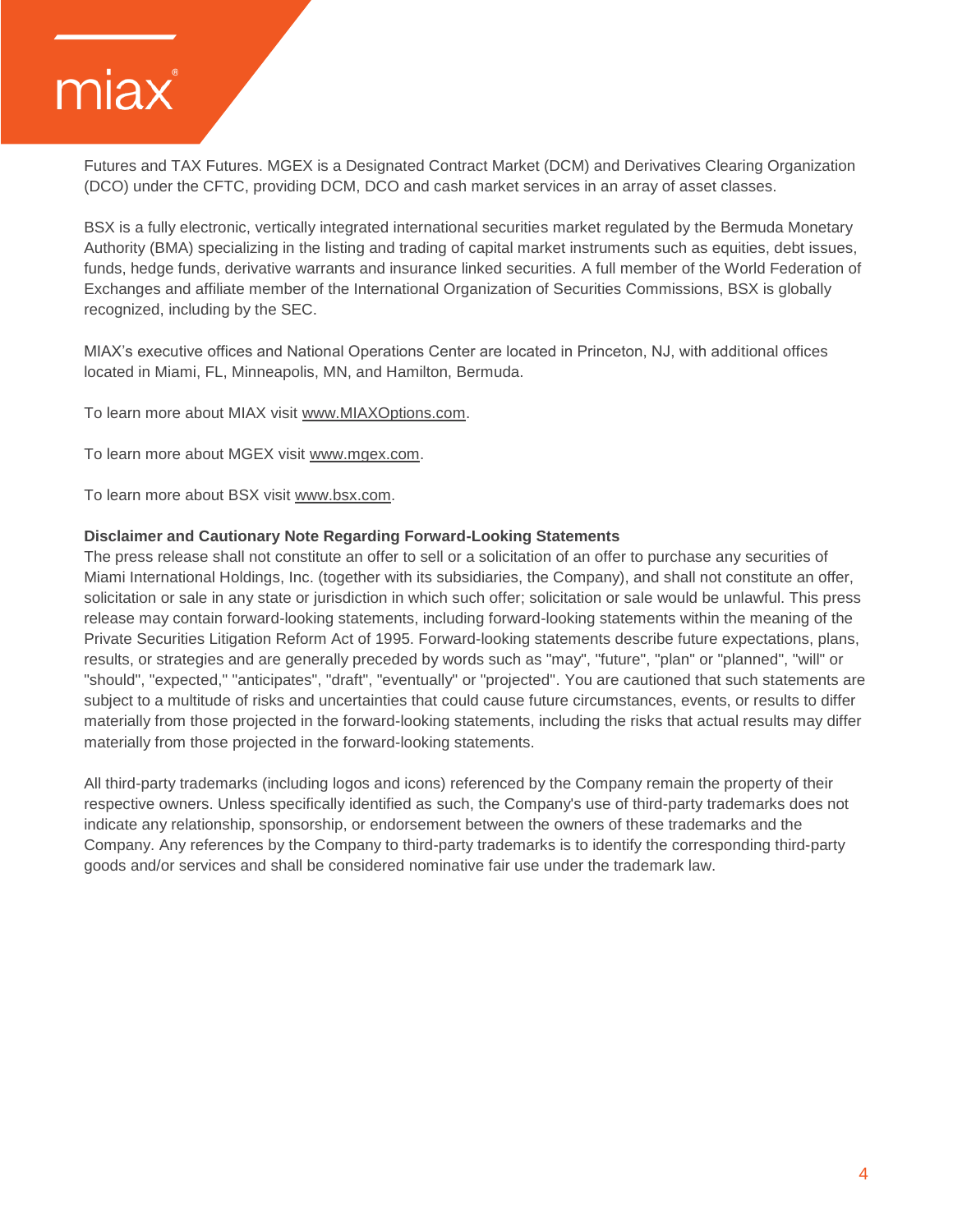Futures and TAX Futures. MGEX is a Designated Contract Market (DCM) and Derivatives Clearing Organization (DCO) under the CFTC, providing DCM, DCO and cash market services in an array of asset classes.

BSX is a fully electronic, vertically integrated international securities market regulated by the Bermuda Monetary Authority (BMA) specializing in the listing and trading of capital market instruments such as equities, debt issues, funds, hedge funds, derivative warrants and insurance linked securities. A full member of the World Federation of Exchanges and affiliate member of the International Organization of Securities Commissions, BSX is globally recognized, including by the SEC.

MIAX's executive offices and National Operations Center are located in Princeton, NJ, with additional offices located in Miami, FL, Minneapolis, MN, and Hamilton, Bermuda.

To learn more about MIAX visit www.MIAXOptions.com.

To learn more about MGEX visit www.mgex.com.

To learn more about BSX visit www.bsx.com.

**Disclaimer and Cautionary Note Regarding Forward-Looking Statements**

The press release shall not constitute an offer to sell or a solicitation of an offer to purchase any securities of Miami International Holdings, Inc. (together with its subsidiaries, the Company), and shall not constitute an offer, solicitation or sale in any state or jurisdiction in which such offer; solicitation or sale would be unlawful. This press release may contain forward-looking statements, including forward-looking statements within the meaning of the Private Securities Litigation Reform Act of 1995. Forward-looking statements describe future expectations, plans, results, or strategies and are generally preceded by words such as "may", "future", "plan" or "planned", "will" or "should", "expected," "anticipates", "draft", "eventually" or "projected". You are cautioned that such statements are subject to a multitude of risks and uncertainties that could cause future circumstances, events, or results to differ materially from those projected in the forward-looking statements, including the risks that actual results may differ materially from those projected in the forward-looking statements.

All third-party trademarks (including logos and icons) referenced by the Company remain the property of their respective owners. Unless specifically identified as such, the Company's use of third-party trademarks does not indicate any relationship, sponsorship, or endorsement between the owners of these trademarks and the Company. Any references by the Company to third-party trademarks is to identify the corresponding third-party goods and/or services and shall be considered nominative fair use under the trademark law.